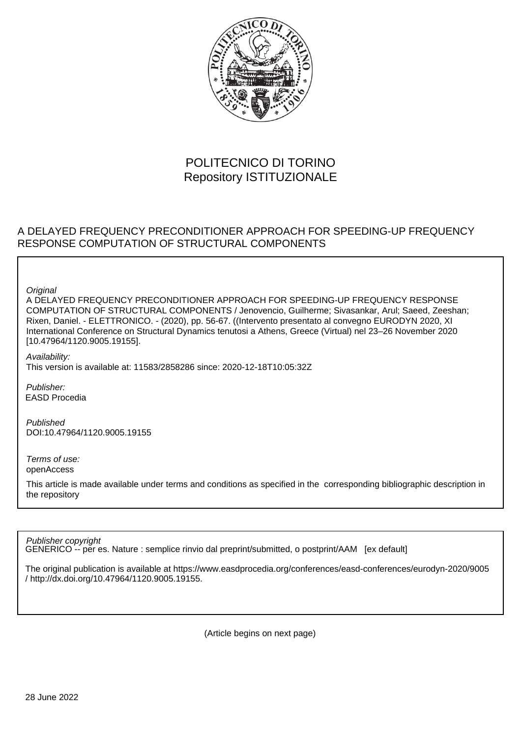POLITECNICO DI TORINO
Repository ISTITUZIONALE

A DELAYED FREQUENCY PRECONDITIONER APPROACH FOR SPEEDING-UP FREQUENCY RESPONSE COMPUTATION OF STRUCTURAL COMPONENTS

*Original*
A DELAYED FREQUENCY PRECONDITIONER APPROACH FOR SPEEDING-UP FREQUENCY RESPONSE COMPUTATION OF STRUCTURAL COMPONENTS / Jenovencio, Guilherme; Sivasankar, Arul; Saeed, Zeeshan; Rixen, Daniel. - ELETTRONICO. - (2020), pp. 56-67. ((Intervento presentato al convegno EURODYN 2020, XI International Conference on Structural Dynamics tenutosi a Athens, Greece (Virtual) nel 23–26 November 2020 [10.47964/1120.9005.19155].

*Availability:*
This version is available at: 11583/2858286 since: 2020-12-18T10:05:32Z

*Publisher:*
EASD Procedia

*Published*
DOI:10.47964/1120.9005.19155

*Terms of use:*
openAccess

This article is made available under terms and conditions as specified in the corresponding bibliographic description in the repository

*Publisher copyright*
GENERICO -- per es. Nature : semplice rinvio dal preprint/submitted, o postprint/AAM [ex default]

The original publication is available at https://www.easdprocedia.org/conferences/easd-conferences/eurodyn-2020/9005 / http://dx.doi.org/10.47964/1120.9005.19155.

(Article begins on next page)

28 June 2022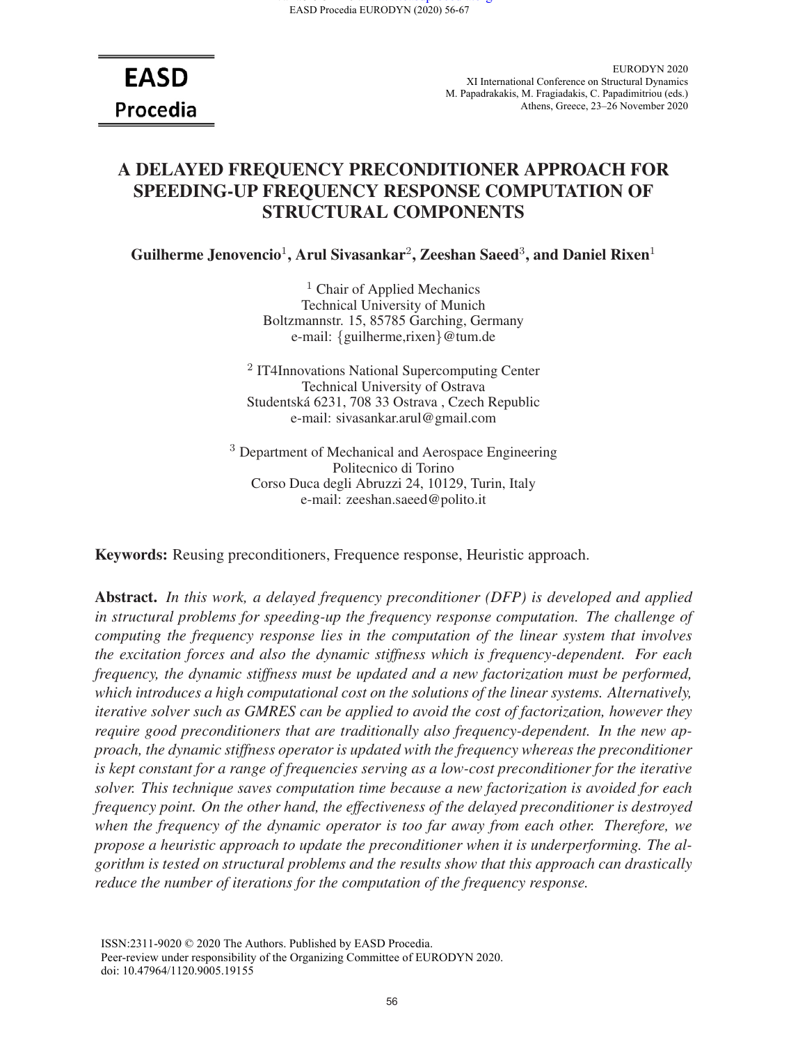EURODYN 2020
XI International Conference on Structural Dynamics
M. Papadrakakis, M. Fragiadakis, C. Papadimitriou (eds.)
Athens, Greece, 23–26 November 2020

# A DELAYED FREQUENCY PRECONDITIONER APPROACH FOR SPEEDING-UP FREQUENCY RESPONSE COMPUTATION OF STRUCTURAL COMPONENTS

**Guilherme Jenovencio[1], Arul Sivasankar[2], Zeeshan Saeed[3], and Daniel Rixen[1]**

[1] Chair of Applied Mechanics
Technical University of Munich
Boltzmannstr. 15, 85785 Garching, Germany
e-mail: {guilherme,rixen}@tum.de

[2] IT4Innovations National Supercomputing Center
Technical University of Ostrava
Studentská 6231, 708 33 Ostrava , Czech Republic
e-mail: sivasankar.arul@gmail.com

[3] Department of Mechanical and Aerospace Engineering
Politecnico di Torino
Corso Duca degli Abruzzi 24, 10129, Turin, Italy
e-mail: zeeshan.saeed@polito.it

**Keywords:** Reusing preconditioners, Frequence response, Heuristic approach.

**Abstract.** *In this work, a delayed frequency preconditioner (DFP) is developed and applied in structural problems for speeding-up the frequency response computation. The challenge of computing the frequency response lies in the computation of the linear system that involves the excitation forces and also the dynamic stiffness which is frequency-dependent. For each frequency, the dynamic stiffness must be updated and a new factorization must be performed, which introduces a high computational cost on the solutions of the linear systems. Alternatively, iterative solver such as GMRES can be applied to avoid the cost of factorization, however they require good preconditioners that are traditionally also frequency-dependent. In the new approach, the dynamic stiffness operator is updated with the frequency whereas the preconditioner is kept constant for a range of frequencies serving as a low-cost preconditioner for the iterative solver. This technique saves computation time because a new factorization is avoided for each frequency point. On the other hand, the effectiveness of the delayed preconditioner is destroyed when the frequency of the dynamic operator is too far away from each other. Therefore, we propose a heuristic approach to update the preconditioner when it is underperforming. The algorithm is tested on structural problems and the results show that this approach can drastically reduce the number of iterations for the computation of the frequency response.*

ISSN:2311-9020 © 2020 The Authors. Published by EASD Procedia.
Peer-review under responsibility of the Organizing Committee of EURODYN 2020.
doi: 10.47964/1120.9005.19155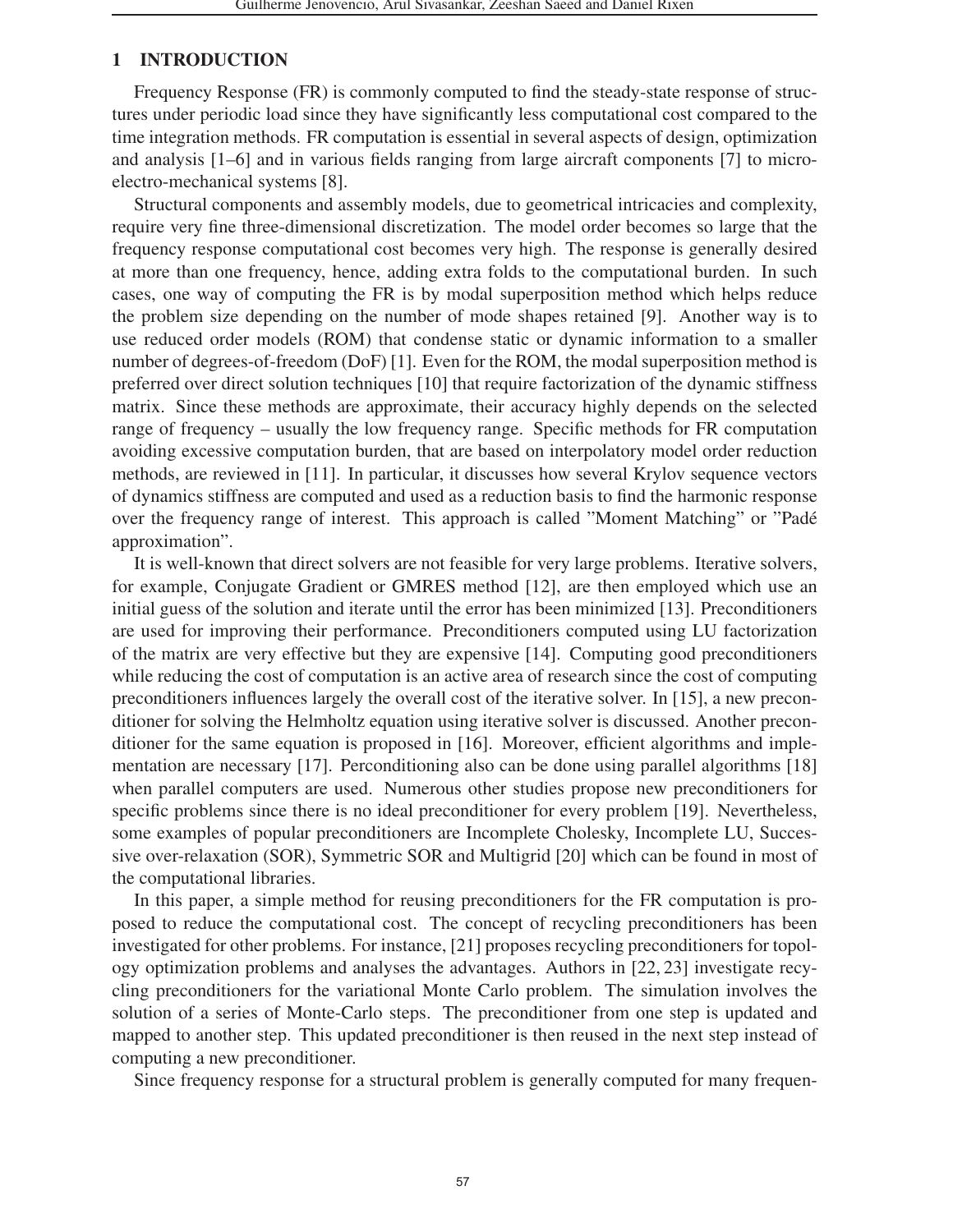# 1 INTRODUCTION

Frequency Response (FR) is commonly computed to find the steady-state response of structures under periodic load since they have significantly less computational cost compared to the time integration methods. FR computation is essential in several aspects of design, optimization and analysis [1–6] and in various fields ranging from large aircraft components [7] to micro-electro-mechanical systems [8].

Structural components and assembly models, due to geometrical intricacies and complexity, require very fine three-dimensional discretization. The model order becomes so large that the frequency response computational cost becomes very high. The response is generally desired at more than one frequency, hence, adding extra folds to the computational burden. In such cases, one way of computing the FR is by modal superposition method which helps reduce the problem size depending on the number of mode shapes retained [9]. Another way is to use reduced order models (ROM) that condense static or dynamic information to a smaller number of degrees-of-freedom (DoF) [1]. Even for the ROM, the modal superposition method is preferred over direct solution techniques [10] that require factorization of the dynamic stiffness matrix. Since these methods are approximate, their accuracy highly depends on the selected range of frequency – usually the low frequency range. Specific methods for FR computation avoiding excessive computation burden, that are based on interpolatory model order reduction methods, are reviewed in [11]. In particular, it discusses how several Krylov sequence vectors of dynamics stiffness are computed and used as a reduction basis to find the harmonic response over the frequency range of interest. This approach is called "Moment Matching" or "Padé approximation".

It is well-known that direct solvers are not feasible for very large problems. Iterative solvers, for example, Conjugate Gradient or GMRES method [12], are then employed which use an initial guess of the solution and iterate until the error has been minimized [13]. Preconditioners are used for improving their performance. Preconditioners computed using LU factorization of the matrix are very effective but they are expensive [14]. Computing good preconditioners while reducing the cost of computation is an active area of research since the cost of computing preconditioners influences largely the overall cost of the iterative solver. In [15], a new preconditioner for solving the Helmholtz equation using iterative solver is discussed. Another preconditioner for the same equation is proposed in [16]. Moreover, efficient algorithms and implementation are necessary [17]. Perconditioning also can be done using parallel algorithms [18] when parallel computers are used. Numerous other studies propose new preconditioners for specific problems since there is no ideal preconditioner for every problem [19]. Nevertheless, some examples of popular preconditioners are Incomplete Cholesky, Incomplete LU, Successive over-relaxation (SOR), Symmetric SOR and Multigrid [20] which can be found in most of the computational libraries.

In this paper, a simple method for reusing preconditioners for the FR computation is proposed to reduce the computational cost. The concept of recycling preconditioners has been investigated for other problems. For instance, [21] proposes recycling preconditioners for topology optimization problems and analyses the advantages. Authors in [22, 23] investigate recycling preconditioners for the variational Monte Carlo problem. The simulation involves the solution of a series of Monte-Carlo steps. The preconditioner from one step is updated and mapped to another step. This updated preconditioner is then reused in the next step instead of computing a new preconditioner.

Since frequency response for a structural problem is generally computed for many frequen-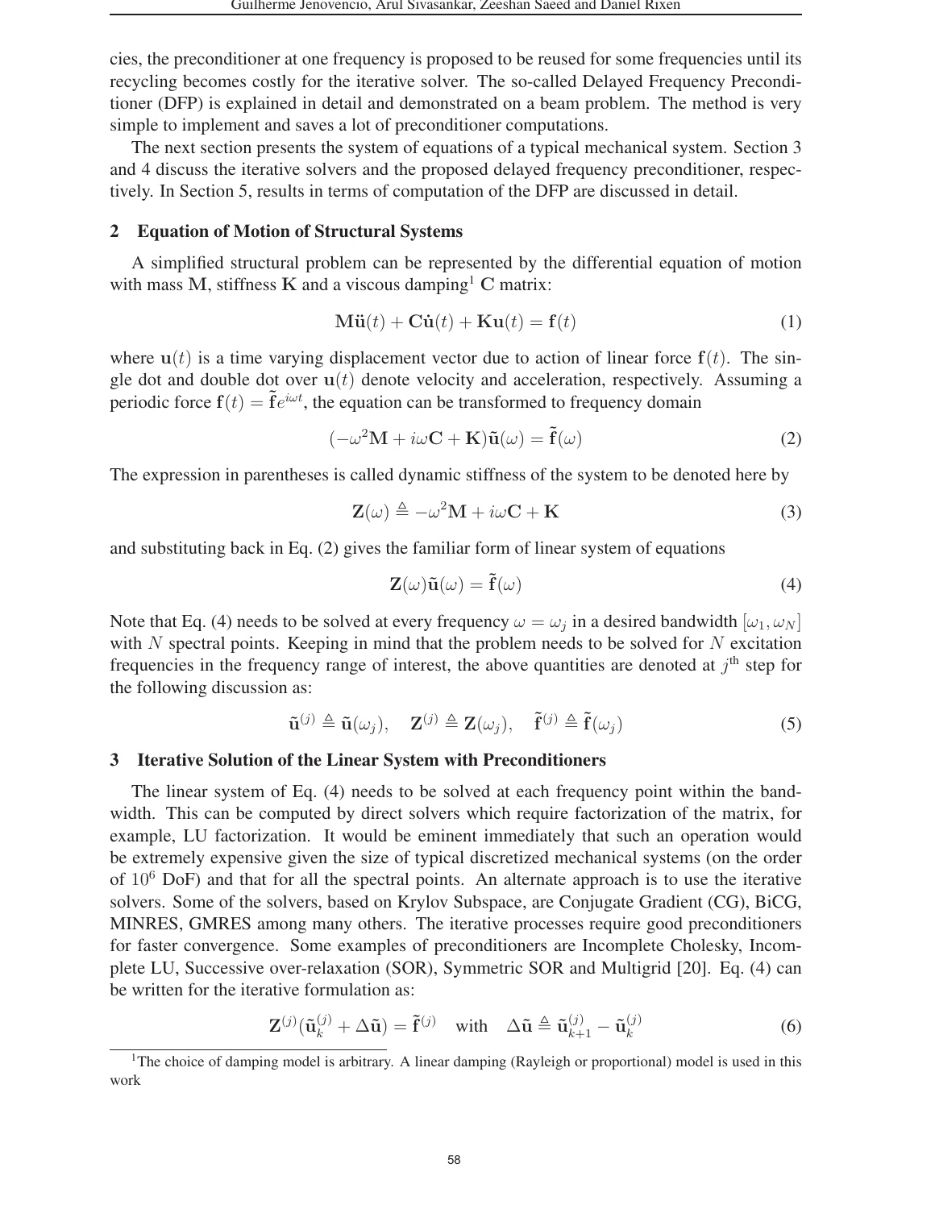cies, the preconditioner at one frequency is proposed to be reused for some frequencies until its recycling becomes costly for the iterative solver. The so-called Delayed Frequency Preconditioner (DFP) is explained in detail and demonstrated on a beam problem. The method is very simple to implement and saves a lot of preconditioner computations.

The next section presents the system of equations of a typical mechanical system. Section 3 and 4 discuss the iterative solvers and the proposed delayed frequency preconditioner, respectively. In Section 5, results in terms of computation of the DFP are discussed in detail.

## 2 Equation of Motion of Structural Systems

A simplified structural problem can be represented by the differential equation of motion with mass $\mathbf{M}$, stiffness $\mathbf{K}$ and a viscous damping[1] $\mathbf{C}$ matrix:

$$\mathbf{M}\ddot{\mathbf{u}}(t) + \mathbf{C}\dot{\mathbf{u}}(t) + \mathbf{K}\mathbf{u}(t) = \mathbf{f}(t) \tag{1}$$

where $\mathbf{u}(t)$ is a time varying displacement vector due to action of linear force $\mathbf{f}(t)$. The single dot and double dot over $\mathbf{u}(t)$ denote velocity and acceleration, respectively. Assuming a periodic force $\mathbf{f}(t) = \tilde{\mathbf{f}}e^{i\omega t}$, the equation can be transformed to frequency domain

$$(-\omega^2\mathbf{M} + i\omega\mathbf{C} + \mathbf{K})\tilde{\mathbf{u}}(\omega) = \tilde{\mathbf{f}}(\omega) \tag{2}$$

The expression in parentheses is called dynamic stiffness of the system to be denoted here by

$$\mathbf{Z}(\omega) \triangleq -\omega^2\mathbf{M} + i\omega\mathbf{C} + \mathbf{K} \tag{3}$$

and substituting back in Eq. (2) gives the familiar form of linear system of equations

$$\mathbf{Z}(\omega)\tilde{\mathbf{u}}(\omega) = \tilde{\mathbf{f}}(\omega) \tag{4}$$

Note that Eq. (4) needs to be solved at every frequency $\omega = \omega_j$ in a desired bandwidth $[\omega_1, \omega_N]$ with $N$ spectral points. Keeping in mind that the problem needs to be solved for $N$ excitation frequencies in the frequency range of interest, the above quantities are denoted at $j^{\text{th}}$ step for the following discussion as:

$$\tilde{\mathbf{u}}^{(j)} \triangleq \tilde{\mathbf{u}}(\omega_j), \quad \mathbf{Z}^{(j)} \triangleq \mathbf{Z}(\omega_j), \quad \tilde{\mathbf{f}}^{(j)} \triangleq \tilde{\mathbf{f}}(\omega_j) \tag{5}$$

## 3 Iterative Solution of the Linear System with Preconditioners

The linear system of Eq. (4) needs to be solved at each frequency point within the bandwidth. This can be computed by direct solvers which require factorization of the matrix, for example, LU factorization. It would be eminent immediately that such an operation would be extremely expensive given the size of typical discretized mechanical systems (on the order of $10^6$ DoF) and that for all the spectral points. An alternate approach is to use the iterative solvers. Some of the solvers, based on Krylov Subspace, are Conjugate Gradient (CG), BiCG, MINRES, GMRES among many others. The iterative processes require good preconditioners for faster convergence. Some examples of preconditioners are Incomplete Cholesky, Incomplete LU, Successive over-relaxation (SOR), Symmetric SOR and Multigrid [20]. Eq. (4) can be written for the iterative formulation as:

$$\mathbf{Z}^{(j)}(\tilde{\mathbf{u}}_k^{(j)} + \Delta\tilde{\mathbf{u}}) = \tilde{\mathbf{f}}^{(j)} \quad \text{with} \quad \Delta\tilde{\mathbf{u}} \triangleq \tilde{\mathbf{u}}_{k+1}^{(j)} - \tilde{\mathbf{u}}_k^{(j)} \tag{6}$$

[1] The choice of damping model is arbitrary. A linear damping (Rayleigh or proportional) model is used in this work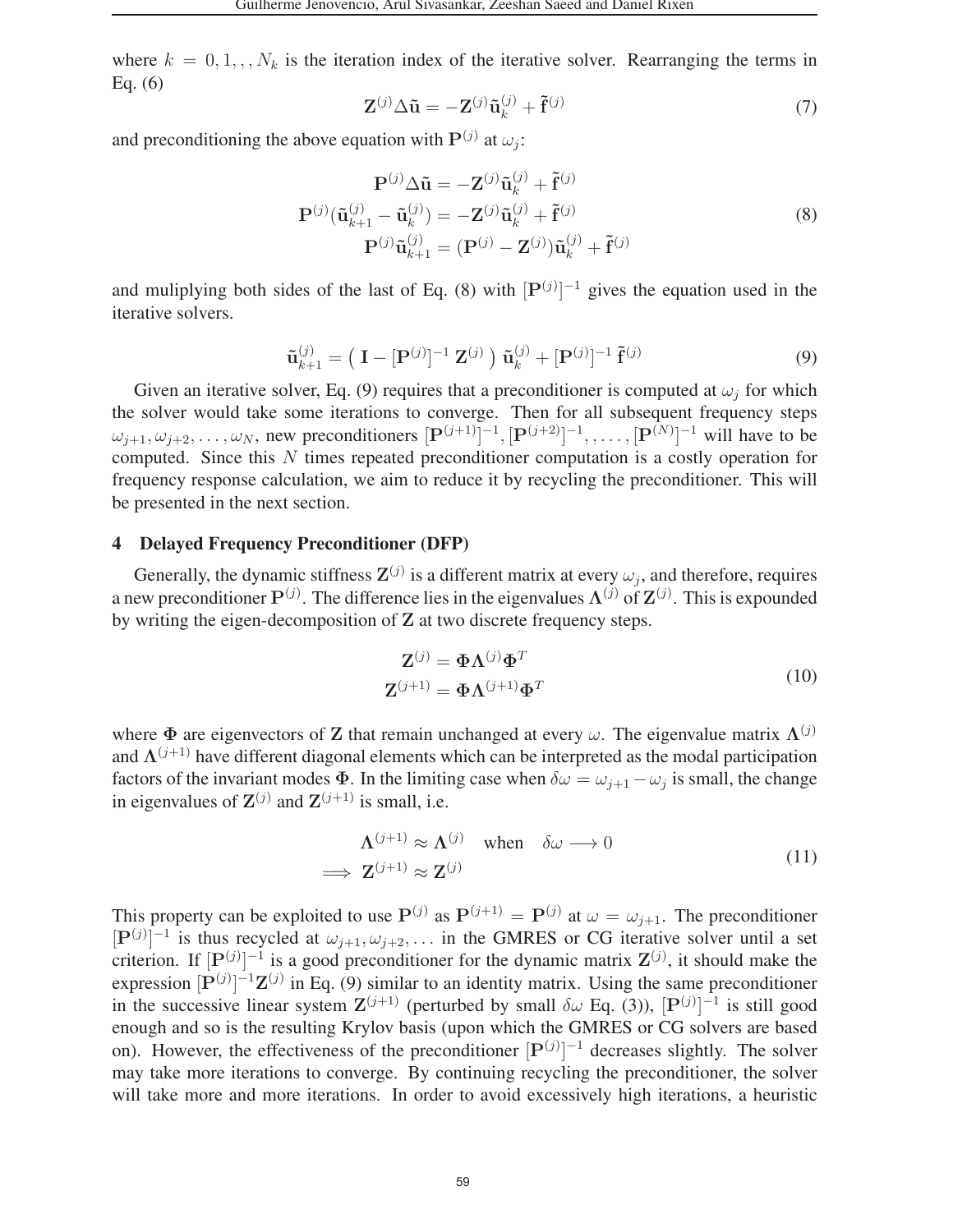where $k = 0, 1, , , N_k$ is the iteration index of the iterative solver. Rearranging the terms in Eq. (6)

$$\mathbf{Z}^{(j)} \Delta \tilde{\mathbf{u}} = -\mathbf{Z}^{(j)} \tilde{\mathbf{u}}_k^{(j)} + \tilde{\mathbf{f}}^{(j)} \tag{7}$$

and preconditioning the above equation with $\mathbf{P}^{(j)}$ at $\omega_j$:

$$\begin{aligned} \mathbf{P}^{(j)} \Delta \tilde{\mathbf{u}} &= -\mathbf{Z}^{(j)} \tilde{\mathbf{u}}_k^{(j)} + \tilde{\mathbf{f}}^{(j)} \\ \mathbf{P}^{(j)} (\tilde{\mathbf{u}}_{k+1}^{(j)} - \tilde{\mathbf{u}}_k^{(j)}) &= -\mathbf{Z}^{(j)} \tilde{\mathbf{u}}_k^{(j)} + \tilde{\mathbf{f}}^{(j)} \\ \mathbf{P}^{(j)} \tilde{\mathbf{u}}_{k+1}^{(j)} &= (\mathbf{P}^{(j)} - \mathbf{Z}^{(j)}) \tilde{\mathbf{u}}_k^{(j)} + \tilde{\mathbf{f}}^{(j)} \end{aligned} \tag{8}$$

and muliplying both sides of the last of Eq. (8) with $[\mathbf{P}^{(j)}]^{-1}$ gives the equation used in the iterative solvers.

$$\tilde{\mathbf{u}}_{k+1}^{(j)} = \left( \mathbf{I} - [\mathbf{P}^{(j)}]^{-1} \, \mathbf{Z}^{(j)} \right) \tilde{\mathbf{u}}_k^{(j)} + [\mathbf{P}^{(j)}]^{-1} \, \tilde{\mathbf{f}}^{(j)} \tag{9}$$

Given an iterative solver, Eq. (9) requires that a preconditioner is computed at $\omega_j$ for which the solver would take some iterations to converge. Then for all subsequent frequency steps $\omega_{j+1}, \omega_{j+2}, \ldots, \omega_N$, new preconditioners $[\mathbf{P}^{(j+1)}]^{-1}, [\mathbf{P}^{(j+2)}]^{-1}, , \ldots, [\mathbf{P}^{(N)}]^{-1}$ will have to be computed. Since this $N$ times repeated preconditioner computation is a costly operation for frequency response calculation, we aim to reduce it by recycling the preconditioner. This will be presented in the next section.

## 4 Delayed Frequency Preconditioner (DFP)

Generally, the dynamic stiffness $\mathbf{Z}^{(j)}$ is a different matrix at every $\omega_j$, and therefore, requires a new preconditioner $\mathbf{P}^{(j)}$. The difference lies in the eigenvalues $\mathbf{\Lambda}^{(j)}$ of $\mathbf{Z}^{(j)}$. This is expounded by writing the eigen-decomposition of $\mathbf{Z}$ at two discrete frequency steps.

$$\begin{aligned} \mathbf{Z}^{(j)} &= \mathbf{\Phi} \mathbf{\Lambda}^{(j)} \mathbf{\Phi}^T \\ \mathbf{Z}^{(j+1)} &= \mathbf{\Phi} \mathbf{\Lambda}^{(j+1)} \mathbf{\Phi}^T \end{aligned} \tag{10}$$

where $\mathbf{\Phi}$ are eigenvectors of $\mathbf{Z}$ that remain unchanged at every $\omega$. The eigenvalue matrix $\mathbf{\Lambda}^{(j)}$ and $\mathbf{\Lambda}^{(j+1)}$ have different diagonal elements which can be interpreted as the modal participation factors of the invariant modes $\mathbf{\Phi}$. In the limiting case when $\delta\omega = \omega_{j+1} - \omega_j$ is small, the change in eigenvalues of $\mathbf{Z}^{(j)}$ and $\mathbf{Z}^{(j+1)}$ is small, i.e.

$$\begin{aligned} &\mathbf{\Lambda}^{(j+1)} \approx \mathbf{\Lambda}^{(j)} \quad \text{when} \quad \delta\omega \longrightarrow 0 \\ \implies &\mathbf{Z}^{(j+1)} \approx \mathbf{Z}^{(j)} \end{aligned} \tag{11}$$

This property can be exploited to use $\mathbf{P}^{(j)}$ as $\mathbf{P}^{(j+1)} = \mathbf{P}^{(j)}$ at $\omega = \omega_{j+1}$. The preconditioner $[\mathbf{P}^{(j)}]^{-1}$ is thus recycled at $\omega_{j+1}, \omega_{j+2}, \ldots$ in the GMRES or CG iterative solver until a set criterion. If $[\mathbf{P}^{(j)}]^{-1}$ is a good preconditioner for the dynamic matrix $\mathbf{Z}^{(j)}$, it should make the expression $[\mathbf{P}^{(j)}]^{-1}\mathbf{Z}^{(j)}$ in Eq. (9) similar to an identity matrix. Using the same preconditioner in the successive linear system $\mathbf{Z}^{(j+1)}$ (perturbed by small $\delta\omega$ Eq. (3)), $[\mathbf{P}^{(j)}]^{-1}$ is still good enough and so is the resulting Krylov basis (upon which the GMRES or CG solvers are based on). However, the effectiveness of the preconditioner $[\mathbf{P}^{(j)}]^{-1}$ decreases slightly. The solver may take more iterations to converge. By continuing recycling the preconditioner, the solver will take more and more iterations. In order to avoid excessively high iterations, a heuristic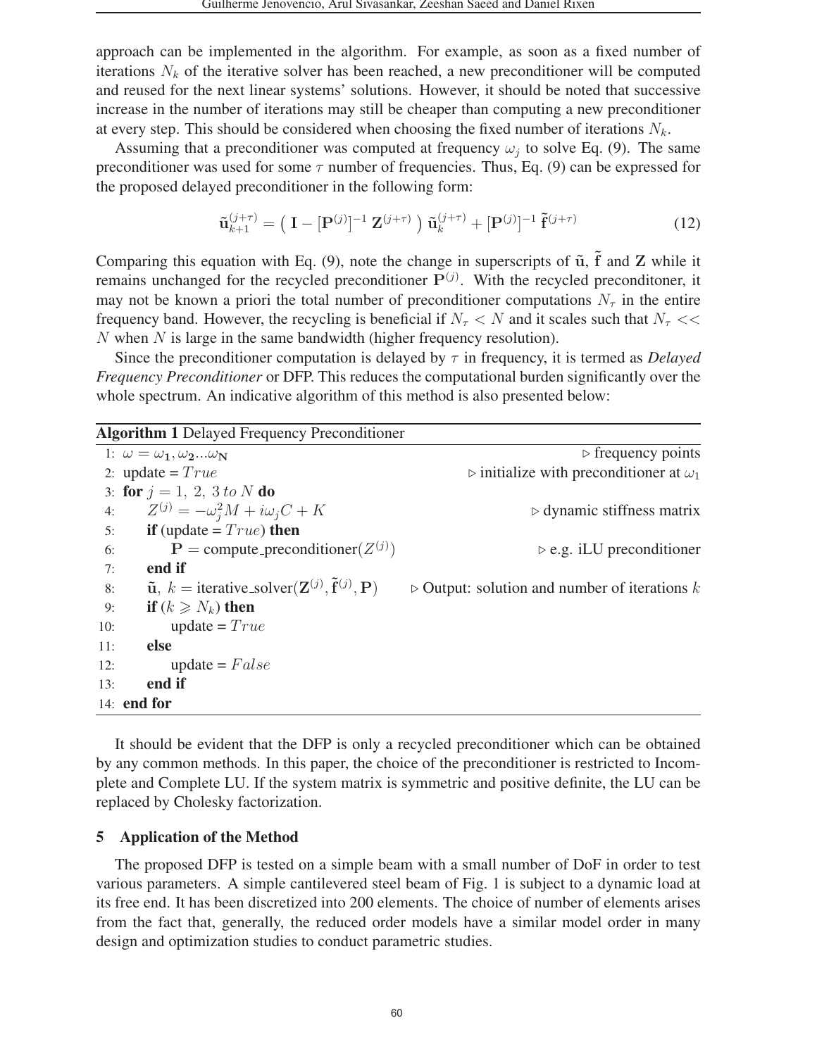approach can be implemented in the algorithm. For example, as soon as a fixed number of iterations $N_k$ of the iterative solver has been reached, a new preconditioner will be computed and reused for the next linear systems' solutions. However, it should be noted that successive increase in the number of iterations may still be cheaper than computing a new preconditioner at every step. This should be considered when choosing the fixed number of iterations $N_k$.

Assuming that a preconditioner was computed at frequency $\omega_j$ to solve Eq. (9). The same preconditioner was used for some $\tau$ number of frequencies. Thus, Eq. (9) can be expressed for the proposed delayed preconditioner in the following form:

$$\tilde{\mathbf{u}}_{k+1}^{(j+\tau)} = \left( \mathbf{I} - [\mathbf{P}^{(j)}]^{-1} \, \mathbf{Z}^{(j+\tau)} \right) \tilde{\mathbf{u}}_{k}^{(j+\tau)} + [\mathbf{P}^{(j)}]^{-1} \, \tilde{\mathbf{f}}^{(j+\tau)} \tag{12}$$

Comparing this equation with Eq. (9), note the change in superscripts of $\tilde{\mathbf{u}}$, $\tilde{\mathbf{f}}$ and $\mathbf{Z}$ while it remains unchanged for the recycled preconditioner $\mathbf{P}^{(j)}$. With the recycled preconditoner, it may not be known a priori the total number of preconditioner computations $N_\tau$ in the entire frequency band. However, the recycling is beneficial if $N_\tau < N$ and it scales such that $N_\tau << N$ when $N$ is large in the same bandwidth (higher frequency resolution).

Since the preconditioner computation is delayed by $\tau$ in frequency, it is termed as *Delayed Frequency Preconditioner* or DFP. This reduces the computational burden significantly over the whole spectrum. An indicative algorithm of this method is also presented below:

**Algorithm 1** Delayed Frequency Preconditioner

```
1:  ω = ω_1, ω_2...ω_N                                  ▷ frequency points
2:  update = True                                       ▷ initialize with preconditioner at ω_1
3:  for j = 1, 2, 3 to N do
4:      Z^(j) = −ω_j^2 M + iω_j C + K                     ▷ dynamic stiffness matrix
5:      if (update = True) then
6:          P = compute_preconditioner(Z^(j))           ▷ e.g. iLU preconditioner
7:      end if
8:      ũ, k = iterative_solver(Z^(j), f̃^(j), P)         ▷ Output: solution and number of iterations k
9:      if (k ⩾ N_k) then
10:         update = True
11:     else
12:         update = False
13:     end if
14: end for
```

It should be evident that the DFP is only a recycled preconditioner which can be obtained by any common methods. In this paper, the choice of the preconditioner is restricted to Incomplete and Complete LU. If the system matrix is symmetric and positive definite, the LU can be replaced by Cholesky factorization.

## 5 Application of the Method

The proposed DFP is tested on a simple beam with a small number of DoF in order to test various parameters. A simple cantilevered steel beam of Fig. 1 is subject to a dynamic load at its free end. It has been discretized into 200 elements. The choice of number of elements arises from the fact that, generally, the reduced order models have a similar model order in many design and optimization studies to conduct parametric studies.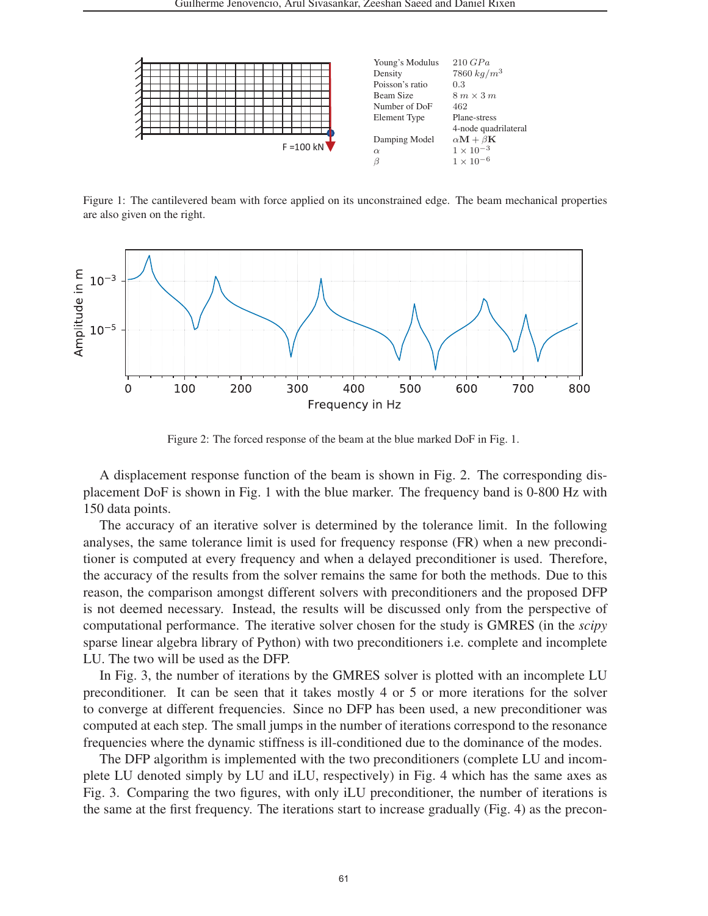| | |
|---|---|
| Young's Modulus | $210\ GPa$ |
| Density | $7860\ kg/m^3$ |
| Poisson's ratio | 0.3 |
| Beam Size | $8\ m \times 3\ m$ |
| Number of DoF | 462 |
| Element Type | Plane-stress 4-node quadrilateral |
| Damping Model | $\alpha\mathbf{M} + \beta\mathbf{K}$ |
| $\alpha$ | $1 \times 10^{-3}$ |
| $\beta$ | $1 \times 10^{-6}$ |

Figure 1: The cantilevered beam with force applied on its unconstrained edge. The beam mechanical properties are also given on the right.

Figure 2: The forced response of the beam at the blue marked DoF in Fig. 1.

A displacement response function of the beam is shown in Fig. 2. The corresponding displacement DoF is shown in Fig. 1 with the blue marker. The frequency band is 0-800 Hz with 150 data points.

The accuracy of an iterative solver is determined by the tolerance limit. In the following analyses, the same tolerance limit is used for frequency response (FR) when a new preconditioner is computed at every frequency and when a delayed preconditioner is used. Therefore, the accuracy of the results from the solver remains the same for both the methods. Due to this reason, the comparison amongst different solvers with preconditioners and the proposed DFP is not deemed necessary. Instead, the results will be discussed only from the perspective of computational performance. The iterative solver chosen for the study is GMRES (in the *scipy* sparse linear algebra library of Python) with two preconditioners i.e. complete and incomplete LU. The two will be used as the DFP.

In Fig. 3, the number of iterations by the GMRES solver is plotted with an incomplete LU preconditioner. It can be seen that it takes mostly 4 or 5 or more iterations for the solver to converge at different frequencies. Since no DFP has been used, a new preconditioner was computed at each step. The small jumps in the number of iterations correspond to the resonance frequencies where the dynamic stiffness is ill-conditioned due to the dominance of the modes.

The DFP algorithm is implemented with the two preconditioners (complete LU and incomplete LU denoted simply by LU and iLU, respectively) in Fig. 4 which has the same axes as Fig. 3. Comparing the two figures, with only iLU preconditioner, the number of iterations is the same at the first frequency. The iterations start to increase gradually (Fig. 4) as the precon-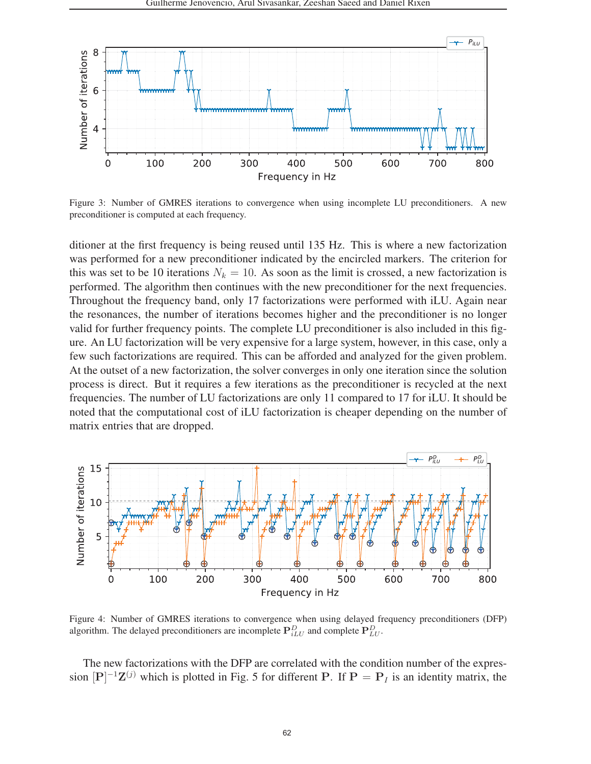Figure 3: Number of GMRES iterations to convergence when using incomplete LU preconditioners. A new preconditioner is computed at each frequency.

ditioner at the first frequency is being reused until 135 Hz. This is where a new factorization was performed for a new preconditioner indicated by the encircled markers. The criterion for this was set to be 10 iterations $N_k = 10$. As soon as the limit is crossed, a new factorization is performed. The algorithm then continues with the new preconditioner for the next frequencies. Throughout the frequency band, only 17 factorizations were performed with iLU. Again near the resonances, the number of iterations becomes higher and the preconditioner is no longer valid for further frequency points. The complete LU preconditioner is also included in this figure. An LU factorization will be very expensive for a large system, however, in this case, only a few such factorizations are required. This can be afforded and analyzed for the given problem. At the outset of a new factorization, the solver converges in only one iteration since the solution process is direct. But it requires a few iterations as the preconditioner is recycled at the next frequencies. The number of LU factorizations are only 11 compared to 17 for iLU. It should be noted that the computational cost of iLU factorization is cheaper depending on the number of matrix entries that are dropped.

Figure 4: Number of GMRES iterations to convergence when using delayed frequency preconditioners (DFP) algorithm. The delayed preconditioners are incomplete $\mathbf{P}^D_{iLU}$ and complete $\mathbf{P}^D_{LU}$.

The new factorizations with the DFP are correlated with the condition number of the expression $[\mathbf{P}]^{-1}\mathbf{Z}^{(j)}$ which is plotted in Fig. 5 for different $\mathbf{P}$. If $\mathbf{P} = \mathbf{P}_I$ is an identity matrix, the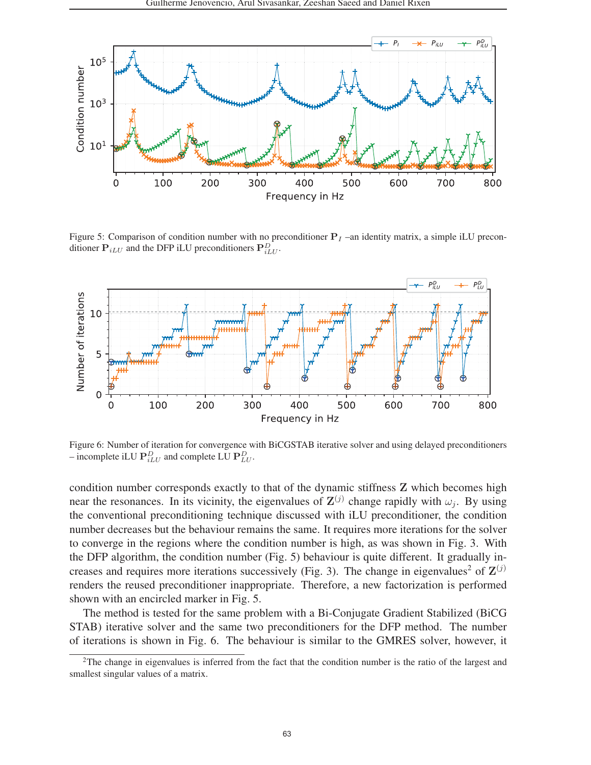Figure 5: Comparison of condition number with no preconditioner $\mathbf{P}_I$ –an identity matrix, a simple iLU preconditioner $\mathbf{P}_{iLU}$ and the DFP iLU preconditioners $\mathbf{P}^D_{iLU}$.

Figure 6: Number of iteration for convergence with BiCGSTAB iterative solver and using delayed preconditioners – incomplete iLU $\mathbf{P}^D_{iLU}$ and complete LU $\mathbf{P}^D_{LU}$.

condition number corresponds exactly to that of the dynamic stiffness $\mathbf{Z}$ which becomes high near the resonances. In its vicinity, the eigenvalues of $\mathbf{Z}^{(j)}$ change rapidly with $\omega_j$. By using the conventional preconditioning technique discussed with iLU preconditioner, the condition number decreases but the behaviour remains the same. It requires more iterations for the solver to converge in the regions where the condition number is high, as was shown in Fig. 3. With the DFP algorithm, the condition number (Fig. 5) behaviour is quite different. It gradually increases and requires more iterations successively (Fig. 3). The change in eigenvalues[2] of $\mathbf{Z}^{(j)}$ renders the reused preconditioner inappropriate. Therefore, a new factorization is performed shown with an encircled marker in Fig. 5.

The method is tested for the same problem with a Bi-Conjugate Gradient Stabilized (BiCG STAB) iterative solver and the same two preconditioners for the DFP method. The number of iterations is shown in Fig. 6. The behaviour is similar to the GMRES solver, however, it

[2] The change in eigenvalues is inferred from the fact that the condition number is the ratio of the largest and smallest singular values of a matrix.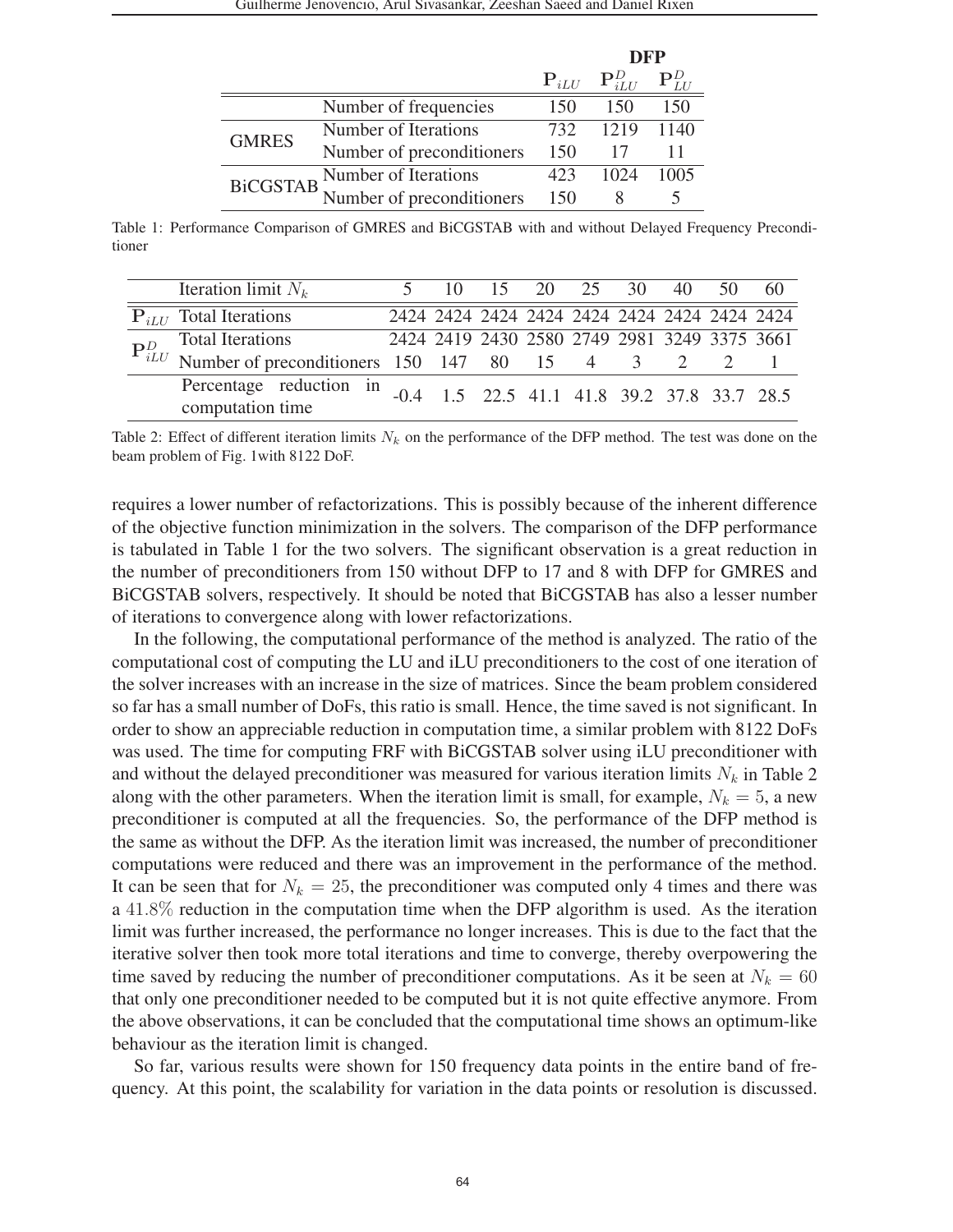| | | DFP | | |
|---|---|---|---|---|
| | | $\mathbf{P}_{iLU}$ | $\mathbf{P}_{iLU}^{D}$ | $\mathbf{P}_{LU}^{D}$ |
| | Number of frequencies | 150 | 150 | 150 |
| GMRES | Number of Iterations | 732 | 1219 | 1140 |
| | Number of preconditioners | 150 | 17 | 11 |
| BiCGSTAB | Number of Iterations | 423 | 1024 | 1005 |
| | Number of preconditioners | 150 | 8 | 5 |

Table 1: Performance Comparison of GMRES and BiCGSTAB with and without Delayed Frequency Preconditioner

| | Iteration limit $N_k$ | 5 | 10 | 15 | 20 | 25 | 30 | 40 | 50 | 60 |
|---|---|---|---|---|---|---|---|---|---|---|
| $\mathbf{P}_{iLU}$ | Total Iterations | 2424 | 2424 | 2424 | 2424 | 2424 | 2424 | 2424 | 2424 | 2424 |
| $\mathbf{P}_{iLU}^{D}$ | Total Iterations | 2424 | 2419 | 2430 | 2580 | 2749 | 2981 | 3249 | 3375 | 3661 |
| | Number of preconditioners | 150 | 147 | 80 | 15 | 4 | 3 | 2 | 2 | 1 |
| | Percentage reduction in computation time | -0.4 | 1.5 | 22.5 | 41.1 | 41.8 | 39.2 | 37.8 | 33.7 | 28.5 |

Table 2: Effect of different iteration limits $N_k$ on the performance of the DFP method. The test was done on the beam problem of Fig. 1with 8122 DoF.

requires a lower number of refactorizations. This is possibly because of the inherent difference of the objective function minimization in the solvers. The comparison of the DFP performance is tabulated in Table 1 for the two solvers. The significant observation is a great reduction in the number of preconditioners from 150 without DFP to 17 and 8 with DFP for GMRES and BiCGSTAB solvers, respectively. It should be noted that BiCGSTAB has also a lesser number of iterations to convergence along with lower refactorizations.

In the following, the computational performance of the method is analyzed. The ratio of the computational cost of computing the LU and iLU preconditioners to the cost of one iteration of the solver increases with an increase in the size of matrices. Since the beam problem considered so far has a small number of DoFs, this ratio is small. Hence, the time saved is not significant. In order to show an appreciable reduction in computation time, a similar problem with 8122 DoFs was used. The time for computing FRF with BiCGSTAB solver using iLU preconditioner with and without the delayed preconditioner was measured for various iteration limits $N_k$ in Table 2 along with the other parameters. When the iteration limit is small, for example, $N_k = 5$, a new preconditioner is computed at all the frequencies. So, the performance of the DFP method is the same as without the DFP. As the iteration limit was increased, the number of preconditioner computations were reduced and there was an improvement in the performance of the method. It can be seen that for $N_k = 25$, the preconditioner was computed only 4 times and there was a $41.8\%$ reduction in the computation time when the DFP algorithm is used. As the iteration limit was further increased, the performance no longer increases. This is due to the fact that the iterative solver then took more total iterations and time to converge, thereby overpowering the time saved by reducing the number of preconditioner computations. As it be seen at $N_k = 60$ that only one preconditioner needed to be computed but it is not quite effective anymore. From the above observations, it can be concluded that the computational time shows an optimum-like behaviour as the iteration limit is changed.

So far, various results were shown for 150 frequency data points in the entire band of frequency. At this point, the scalability for variation in the data points or resolution is discussed.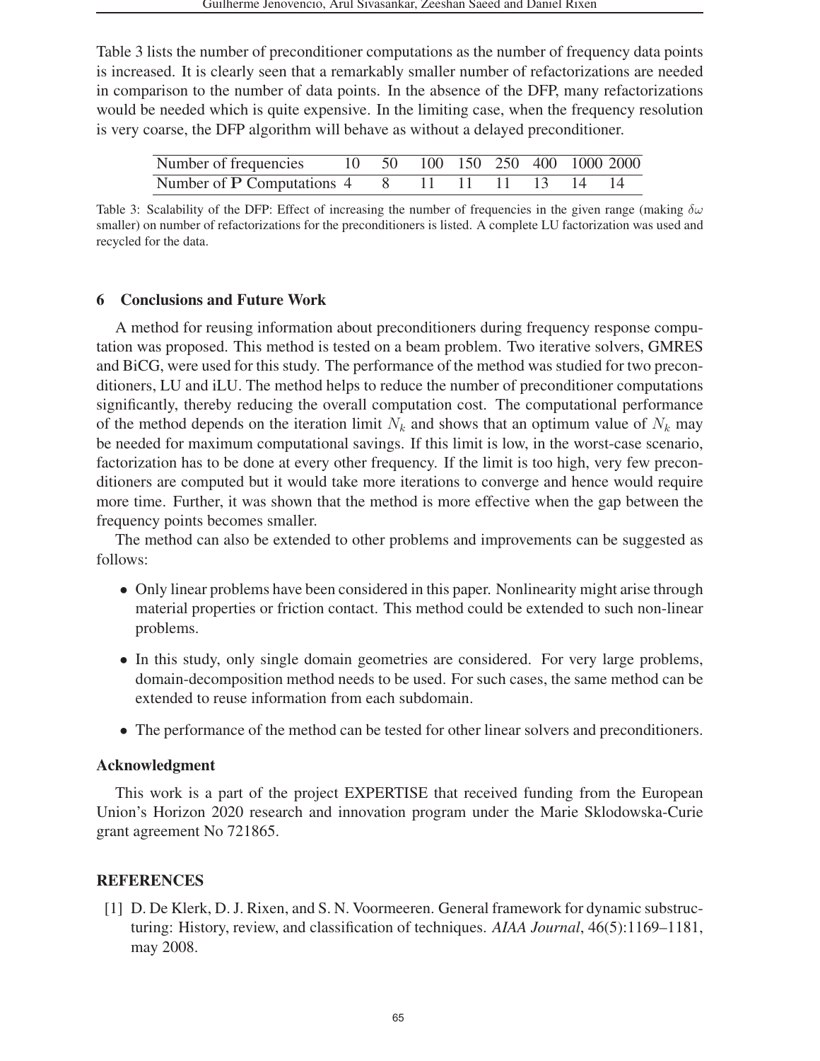Table 3 lists the number of preconditioner computations as the number of frequency data points is increased. It is clearly seen that a remarkably smaller number of refactorizations are needed in comparison to the number of data points. In the absence of the DFP, many refactorizations would be needed which is quite expensive. In the limiting case, when the frequency resolution is very coarse, the DFP algorithm will behave as without a delayed preconditioner.

| Number of frequencies | 10 | 50 | 100 | 150 | 250 | 400 | 1000 | 2000 |
|---|---|---|---|---|---|---|---|---|
| Number of $\mathbf{P}$ Computations | 4 | 8 | 11 | 11 | 11 | 13 | 14 | 14 |

Table 3: Scalability of the DFP: Effect of increasing the number of frequencies in the given range (making $\delta\omega$ smaller) on number of refactorizations for the preconditioners is listed. A complete LU factorization was used and recycled for the data.

## 6 Conclusions and Future Work

A method for reusing information about preconditioners during frequency response computation was proposed. This method is tested on a beam problem. Two iterative solvers, GMRES and BiCG, were used for this study. The performance of the method was studied for two preconditioners, LU and iLU. The method helps to reduce the number of preconditioner computations significantly, thereby reducing the overall computation cost. The computational performance of the method depends on the iteration limit $N_k$ and shows that an optimum value of $N_k$ may be needed for maximum computational savings. If this limit is low, in the worst-case scenario, factorization has to be done at every other frequency. If the limit is too high, very few preconditioners are computed but it would take more iterations to converge and hence would require more time. Further, it was shown that the method is more effective when the gap between the frequency points becomes smaller.

The method can also be extended to other problems and improvements can be suggested as follows:

- Only linear problems have been considered in this paper. Nonlinearity might arise through material properties or friction contact. This method could be extended to such non-linear problems.
- In this study, only single domain geometries are considered. For very large problems, domain-decomposition method needs to be used. For such cases, the same method can be extended to reuse information from each subdomain.
- The performance of the method can be tested for other linear solvers and preconditioners.

### Acknowledgment

This work is a part of the project EXPERTISE that received funding from the European Union's Horizon 2020 research and innovation program under the Marie Sklodowska-Curie grant agreement No 721865.

## REFERENCES

[1] D. De Klerk, D. J. Rixen, and S. N. Voormeeren. General framework for dynamic substructuring: History, review, and classification of techniques. *AIAA Journal*, 46(5):1169–1181, may 2008.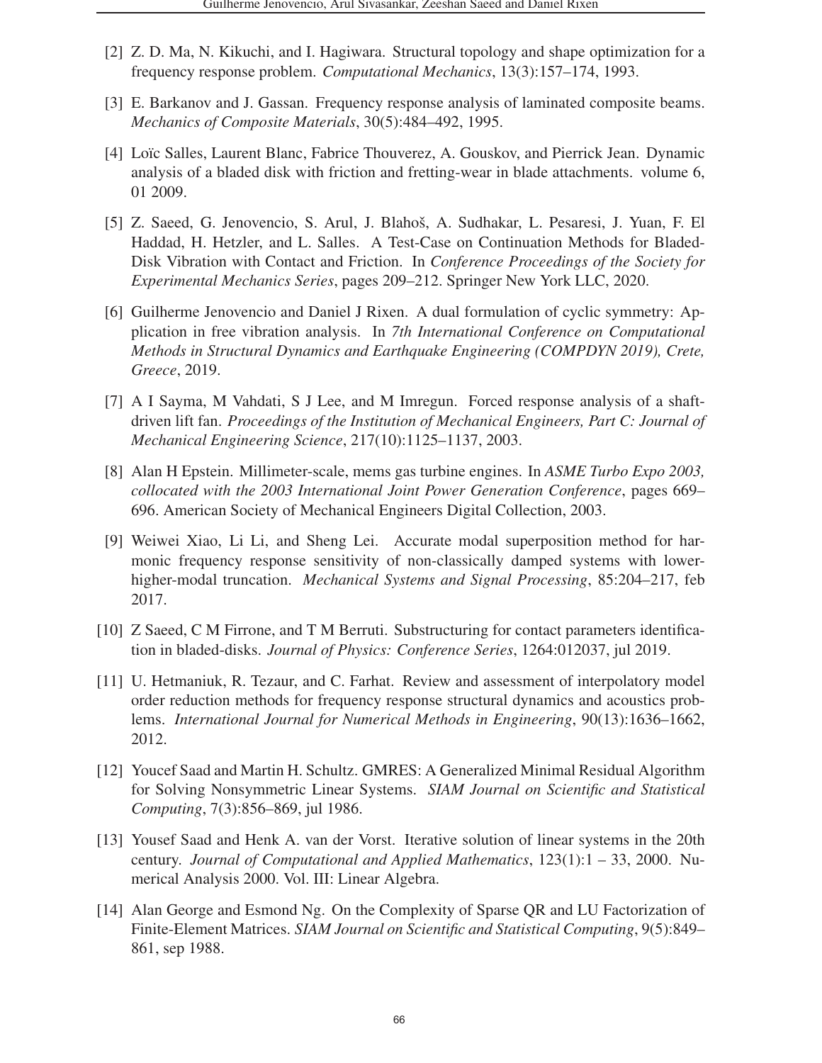[2] Z. D. Ma, N. Kikuchi, and I. Hagiwara. Structural topology and shape optimization for a frequency response problem. *Computational Mechanics*, 13(3):157–174, 1993.

[3] E. Barkanov and J. Gassan. Frequency response analysis of laminated composite beams. *Mechanics of Composite Materials*, 30(5):484–492, 1995.

[4] Loïc Salles, Laurent Blanc, Fabrice Thouverez, A. Gouskov, and Pierrick Jean. Dynamic analysis of a bladed disk with friction and fretting-wear in blade attachments. volume 6, 01 2009.

[5] Z. Saeed, G. Jenovencio, S. Arul, J. Blahoš, A. Sudhakar, L. Pesaresi, J. Yuan, F. El Haddad, H. Hetzler, and L. Salles. A Test-Case on Continuation Methods for Bladed-Disk Vibration with Contact and Friction. In *Conference Proceedings of the Society for Experimental Mechanics Series*, pages 209–212. Springer New York LLC, 2020.

[6] Guilherme Jenovencio and Daniel J Rixen. A dual formulation of cyclic symmetry: Application in free vibration analysis. In *7th International Conference on Computational Methods in Structural Dynamics and Earthquake Engineering (COMPDYN 2019), Crete, Greece*, 2019.

[7] A I Sayma, M Vahdati, S J Lee, and M Imregun. Forced response analysis of a shaft-driven lift fan. *Proceedings of the Institution of Mechanical Engineers, Part C: Journal of Mechanical Engineering Science*, 217(10):1125–1137, 2003.

[8] Alan H Epstein. Millimeter-scale, mems gas turbine engines. In *ASME Turbo Expo 2003, collocated with the 2003 International Joint Power Generation Conference*, pages 669–696. American Society of Mechanical Engineers Digital Collection, 2003.

[9] Weiwei Xiao, Li Li, and Sheng Lei. Accurate modal superposition method for harmonic frequency response sensitivity of non-classically damped systems with lower-higher-modal truncation. *Mechanical Systems and Signal Processing*, 85:204–217, feb 2017.

[10] Z Saeed, C M Firrone, and T M Berruti. Substructuring for contact parameters identification in bladed-disks. *Journal of Physics: Conference Series*, 1264:012037, jul 2019.

[11] U. Hetmaniuk, R. Tezaur, and C. Farhat. Review and assessment of interpolatory model order reduction methods for frequency response structural dynamics and acoustics problems. *International Journal for Numerical Methods in Engineering*, 90(13):1636–1662, 2012.

[12] Youcef Saad and Martin H. Schultz. GMRES: A Generalized Minimal Residual Algorithm for Solving Nonsymmetric Linear Systems. *SIAM Journal on Scientific and Statistical Computing*, 7(3):856–869, jul 1986.

[13] Yousef Saad and Henk A. van der Vorst. Iterative solution of linear systems in the 20th century. *Journal of Computational and Applied Mathematics*, 123(1):1 – 33, 2000. Numerical Analysis 2000. Vol. III: Linear Algebra.

[14] Alan George and Esmond Ng. On the Complexity of Sparse QR and LU Factorization of Finite-Element Matrices. *SIAM Journal on Scientific and Statistical Computing*, 9(5):849–861, sep 1988.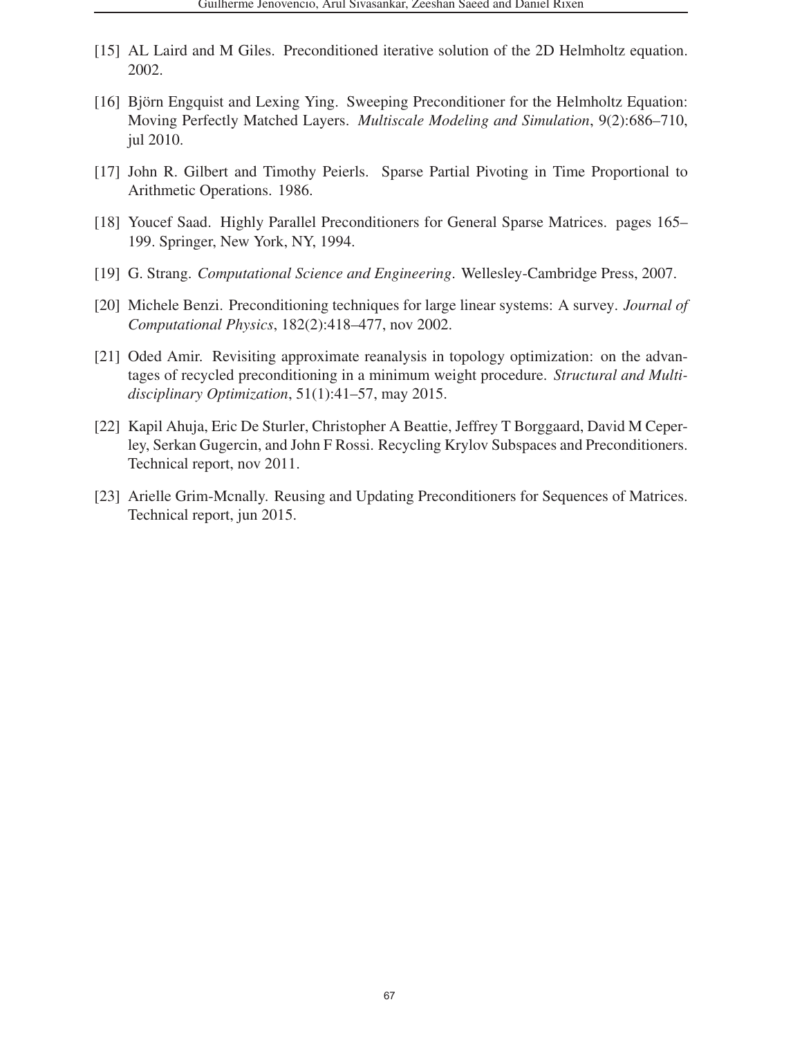[15] AL Laird and M Giles. Preconditioned iterative solution of the 2D Helmholtz equation. 2002.

[16] Björn Engquist and Lexing Ying. Sweeping Preconditioner for the Helmholtz Equation: Moving Perfectly Matched Layers. *Multiscale Modeling and Simulation*, 9(2):686–710, jul 2010.

[17] John R. Gilbert and Timothy Peierls. Sparse Partial Pivoting in Time Proportional to Arithmetic Operations. 1986.

[18] Youcef Saad. Highly Parallel Preconditioners for General Sparse Matrices. pages 165–199. Springer, New York, NY, 1994.

[19] G. Strang. *Computational Science and Engineering*. Wellesley-Cambridge Press, 2007.

[20] Michele Benzi. Preconditioning techniques for large linear systems: A survey. *Journal of Computational Physics*, 182(2):418–477, nov 2002.

[21] Oded Amir. Revisiting approximate reanalysis in topology optimization: on the advantages of recycled preconditioning in a minimum weight procedure. *Structural and Multidisciplinary Optimization*, 51(1):41–57, may 2015.

[22] Kapil Ahuja, Eric De Sturler, Christopher A Beattie, Jeffrey T Borggaard, David M Ceperley, Serkan Gugercin, and John F Rossi. Recycling Krylov Subspaces and Preconditioners. Technical report, nov 2011.

[23] Arielle Grim-Mcnally. Reusing and Updating Preconditioners for Sequences of Matrices. Technical report, jun 2015.